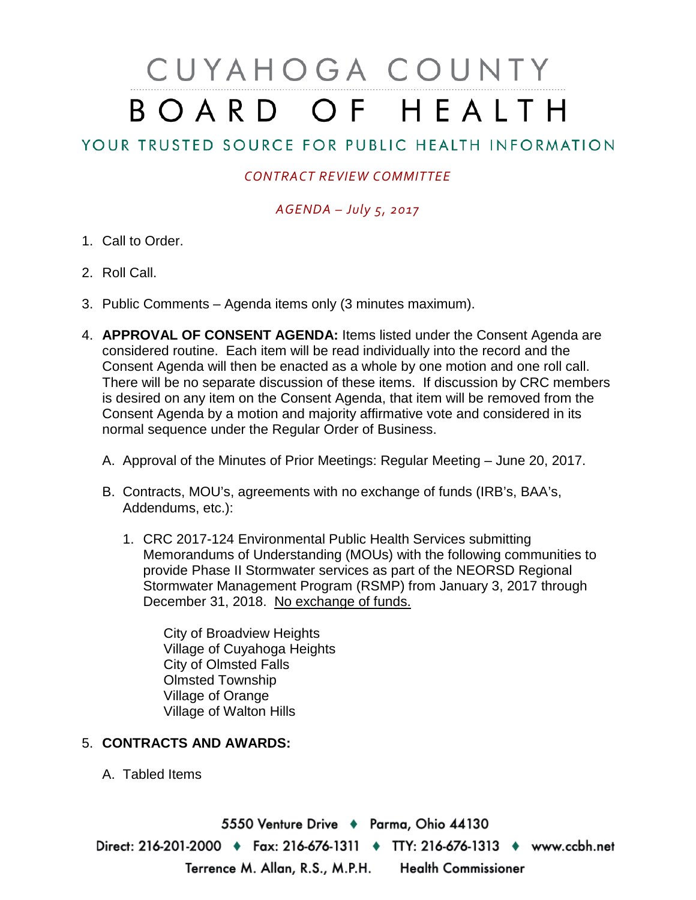# CUYAHOGA COUNTY BOARD OF HEALTH

## YOUR TRUSTED SOURCE FOR PUBLIC HEALTH INFORMATION

*CONTRACT REVIEW COMMITTEE*

*AGENDA – July 5, 2017*

1. Call to Order.

2. Roll Call.

3. Public Comments – Agenda items only (3 minutes maximum).

4. **APPROVAL OF CONSENT AGENDA:** Items listed under the Consent Agenda are considered routine. Each item will be read individually into the record and the Consent Agenda will then be enacted as a whole by one motion and one roll call. There will be no separate discussion of these items. If discussion by CRC members is desired on any item on the Consent Agenda, that item will be removed from the Consent Agenda by a motion and majority affirmative vote and considered in its normal sequence under the Regular Order of Business.

   A. Approval of the Minutes of Prior Meetings: Regular Meeting – June 20, 2017.

   B. Contracts, MOU's, agreements with no exchange of funds (IRB's, BAA's, Addendums, etc.):

      1. CRC 2017-124 Environmental Public Health Services submitting Memorandums of Understanding (MOUs) with the following communities to provide Phase II Stormwater services as part of the NEORSD Regional Stormwater Management Program (RSMP) from January 3, 2017 through December 31, 2018. No exchange of funds.

         City of Broadview Heights
         Village of Cuyahoga Heights
         City of Olmsted Falls
         Olmsted Township
         Village of Orange
         Village of Walton Hills

5. **CONTRACTS AND AWARDS:**

   A. Tabled Items

5550 Venture Drive ♦ Parma, Ohio 44130
Direct: 216-201-2000 ♦ Fax: 216-676-1311 ♦ TTY: 216-676-1313 ♦ www.ccbh.net
Terrence M. Allan, R.S., M.P.H. Health Commissioner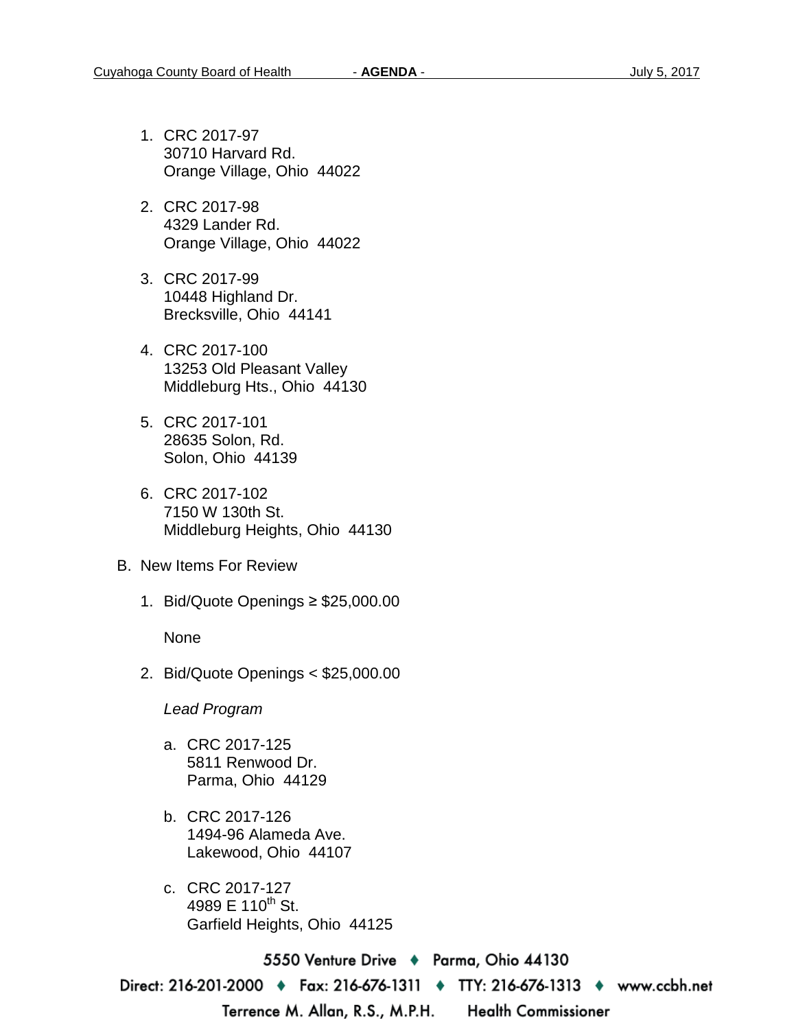1. CRC 2017-97
   30710 Harvard Rd.
   Orange Village, Ohio 44022

2. CRC 2017-98
   4329 Lander Rd.
   Orange Village, Ohio 44022

3. CRC 2017-99
   10448 Highland Dr.
   Brecksville, Ohio 44141

4. CRC 2017-100
   13253 Old Pleasant Valley
   Middleburg Hts., Ohio 44130

5. CRC 2017-101
   28635 Solon, Rd.
   Solon, Ohio 44139

6. CRC 2017-102
   7150 W 130th St.
   Middleburg Heights, Ohio 44130

B. New Items For Review

1. Bid/Quote Openings ≥ $25,000.00

   None

2. Bid/Quote Openings < $25,000.00

   *Lead Program*

   a. CRC 2017-125
      5811 Renwood Dr.
      Parma, Ohio 44129

   b. CRC 2017-126
      1494-96 Alameda Ave.
      Lakewood, Ohio 44107

   c. CRC 2017-127
      4989 E 110th St.
      Garfield Heights, Ohio 44125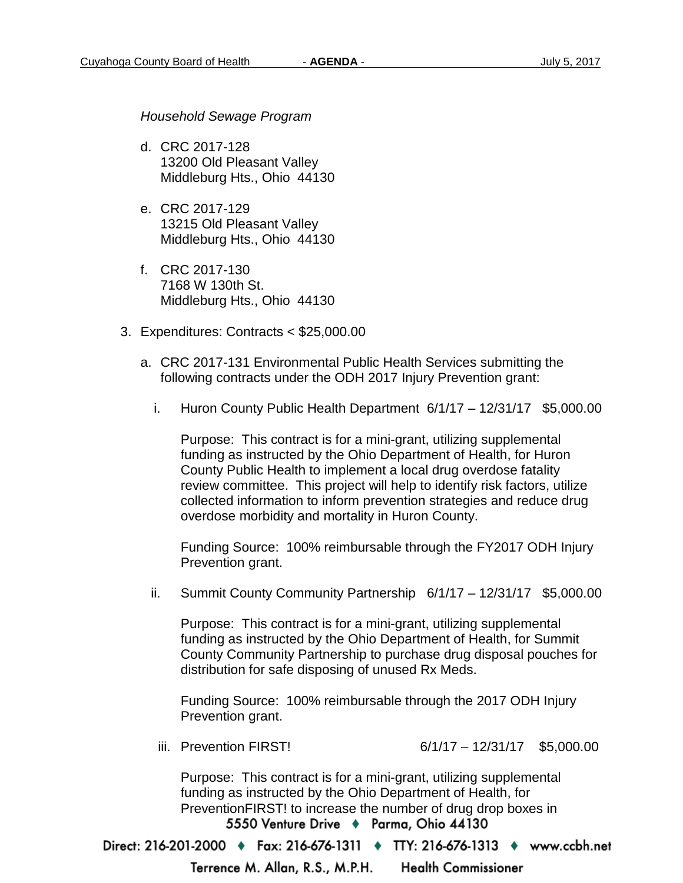*Household Sewage Program*

d. CRC 2017-128
   13200 Old Pleasant Valley
   Middleburg Hts., Ohio 44130

e. CRC 2017-129
   13215 Old Pleasant Valley
   Middleburg Hts., Ohio 44130

f. CRC 2017-130
   7168 W 130th St.
   Middleburg Hts., Ohio 44130

3. Expenditures: Contracts < $25,000.00

   a. CRC 2017-131 Environmental Public Health Services submitting the following contracts under the ODH 2017 Injury Prevention grant:

      i. Huron County Public Health Department 6/1/17 – 12/31/17 $5,000.00

         Purpose: This contract is for a mini-grant, utilizing supplemental funding as instructed by the Ohio Department of Health, for Huron County Public Health to implement a local drug overdose fatality review committee. This project will help to identify risk factors, utilize collected information to inform prevention strategies and reduce drug overdose morbidity and mortality in Huron County.

         Funding Source: 100% reimbursable through the FY2017 ODH Injury Prevention grant.

      ii. Summit County Community Partnership 6/1/17 – 12/31/17 $5,000.00

         Purpose: This contract is for a mini-grant, utilizing supplemental funding as instructed by the Ohio Department of Health, for Summit County Community Partnership to purchase drug disposal pouches for distribution for safe disposing of unused Rx Meds.

         Funding Source: 100% reimbursable through the 2017 ODH Injury Prevention grant.

      iii. Prevention FIRST! 6/1/17 – 12/31/17 $5,000.00

         Purpose: This contract is for a mini-grant, utilizing supplemental funding as instructed by the Ohio Department of Health, for PreventionFIRST! to increase the number of drug drop boxes in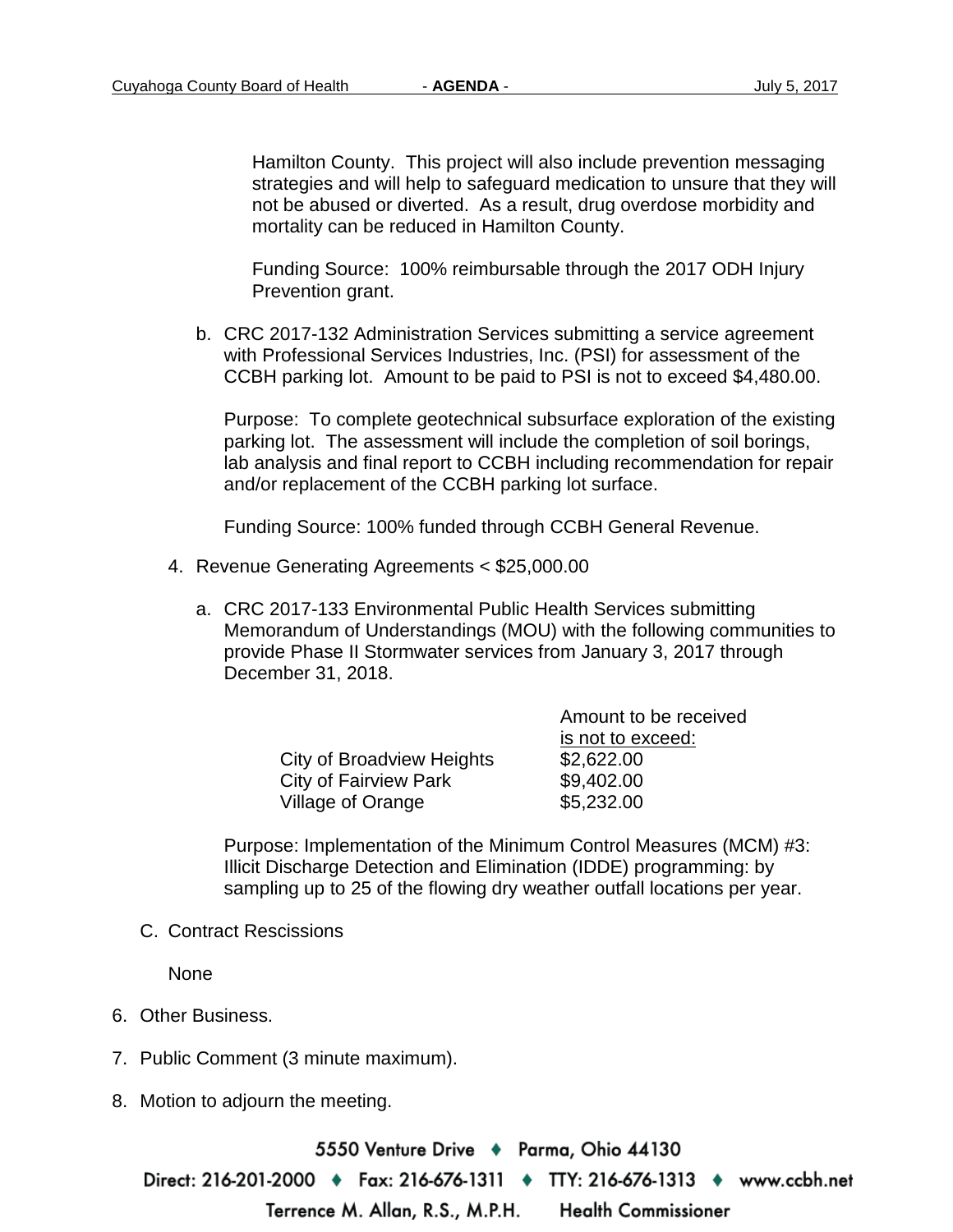Hamilton County. This project will also include prevention messaging strategies and will help to safeguard medication to unsure that they will not be abused or diverted. As a result, drug overdose morbidity and mortality can be reduced in Hamilton County.

Funding Source: 100% reimbursable through the 2017 ODH Injury Prevention grant.

b. CRC 2017-132 Administration Services submitting a service agreement with Professional Services Industries, Inc. (PSI) for assessment of the CCBH parking lot. Amount to be paid to PSI is not to exceed $4,480.00.

   Purpose: To complete geotechnical subsurface exploration of the existing parking lot. The assessment will include the completion of soil borings, lab analysis and final report to CCBH including recommendation for repair and/or replacement of the CCBH parking lot surface.

   Funding Source: 100% funded through CCBH General Revenue.

4. Revenue Generating Agreements < $25,000.00

   a. CRC 2017-133 Environmental Public Health Services submitting Memorandum of Understandings (MOU) with the following communities to provide Phase II Stormwater services from January 3, 2017 through December 31, 2018.

| | Amount to be received is not to exceed: |
|---|---|
| City of Broadview Heights | $2,622.00 |
| City of Fairview Park | $9,402.00 |
| Village of Orange | $5,232.00 |

   Purpose: Implementation of the Minimum Control Measures (MCM) #3: Illicit Discharge Detection and Elimination (IDDE) programming: by sampling up to 25 of the flowing dry weather outfall locations per year.

C. Contract Rescissions

   None

6. Other Business.

7. Public Comment (3 minute maximum).

8. Motion to adjourn the meeting.

5550 Venture Drive ♦ Parma, Ohio 44130

Direct: 216-201-2000 ♦ Fax: 216-676-1311 ♦ TTY: 216-676-1313 ♦ www.ccbh.net

Terrence M. Allan, R.S., M.P.H. Health Commissioner